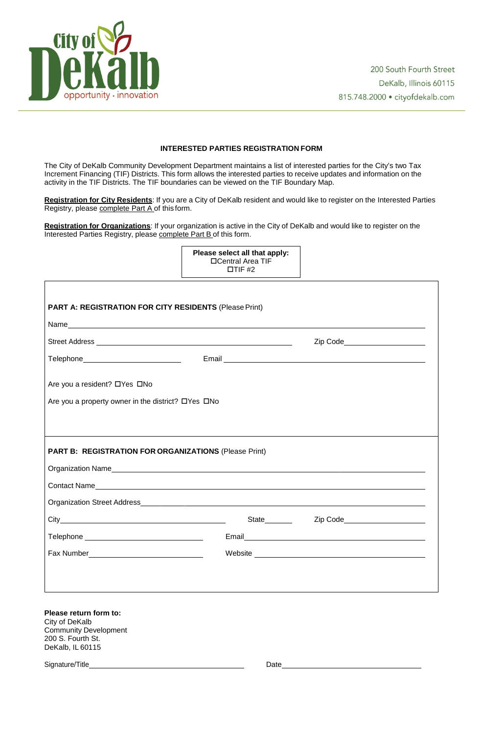City of DeKalb
opportunity · innovation

200 South Fourth Street
DeKalb, Illinois 60115
815.748.2000 • cityofdekalb.com

## INTERESTED PARTIES REGISTRATION FORM

The City of DeKalb Community Development Department maintains a list of interested parties for the City's two Tax Increment Financing (TIF) Districts. This form allows the interested parties to receive updates and information on the activity in the TIF Districts. The TIF boundaries can be viewed on the TIF Boundary Map.

**Registration for City Residents**: If you are a City of DeKalb resident and would like to register on the Interested Parties Registry, please complete Part A of this form.

**Registration for Organizations**: If your organization is active in the City of DeKalb and would like to register on the Interested Parties Registry, please complete Part B of this form.

**Please select all that apply:**
☐ Central Area TIF
☐ TIF #2

### PART A: REGISTRATION FOR CITY RESIDENTS (Please Print)

Name\_\_\_\_\_\_\_\_\_\_\_\_\_\_\_\_\_\_\_\_\_\_\_\_\_\_\_\_\_\_\_\_\_\_\_\_\_\_\_\_

Street Address \_\_\_\_\_\_\_\_\_\_\_\_\_\_\_\_\_\_\_\_\_\_\_\_ Zip Code\_\_\_\_\_\_\_\_\_\_

Telephone\_\_\_\_\_\_\_\_\_\_\_\_\_\_ Email \_\_\_\_\_\_\_\_\_\_\_\_\_\_\_\_\_\_\_\_\_\_\_\_

Are you a resident? ☐ Yes ☐ No

Are you a property owner in the district? ☐ Yes ☐ No

### PART B: REGISTRATION FOR ORGANIZATIONS (Please Print)

Organization Name\_\_\_\_\_\_\_\_\_\_\_\_\_\_\_\_\_\_\_\_\_\_\_\_\_\_\_\_\_\_\_\_\_\_\_\_

Contact Name\_\_\_\_\_\_\_\_\_\_\_\_\_\_\_\_\_\_\_\_\_\_\_\_\_\_\_\_\_\_\_\_\_\_\_\_\_\_

Organization Street Address\_\_\_\_\_\_\_\_\_\_\_\_\_\_\_\_\_\_\_\_\_\_\_\_\_\_\_\_\_\_

City\_\_\_\_\_\_\_\_\_\_\_\_\_\_\_\_\_\_\_\_\_\_ State\_\_\_\_\_\_ Zip Code\_\_\_\_\_\_\_\_\_\_

Telephone \_\_\_\_\_\_\_\_\_\_\_\_\_\_\_\_ Email\_\_\_\_\_\_\_\_\_\_\_\_\_\_\_\_\_\_\_\_\_\_\_\_

Fax Number\_\_\_\_\_\_\_\_\_\_\_\_\_\_\_\_ Website \_\_\_\_\_\_\_\_\_\_\_\_\_\_\_\_\_\_\_\_\_\_

**Please return form to:**
City of DeKalb
Community Development
200 S. Fourth St.
DeKalb, IL 60115

Signature/Title\_\_\_\_\_\_\_\_\_\_\_\_\_\_\_\_\_\_\_\_\_\_\_\_ Date\_\_\_\_\_\_\_\_\_\_\_\_\_\_\_\_\_\_\_\_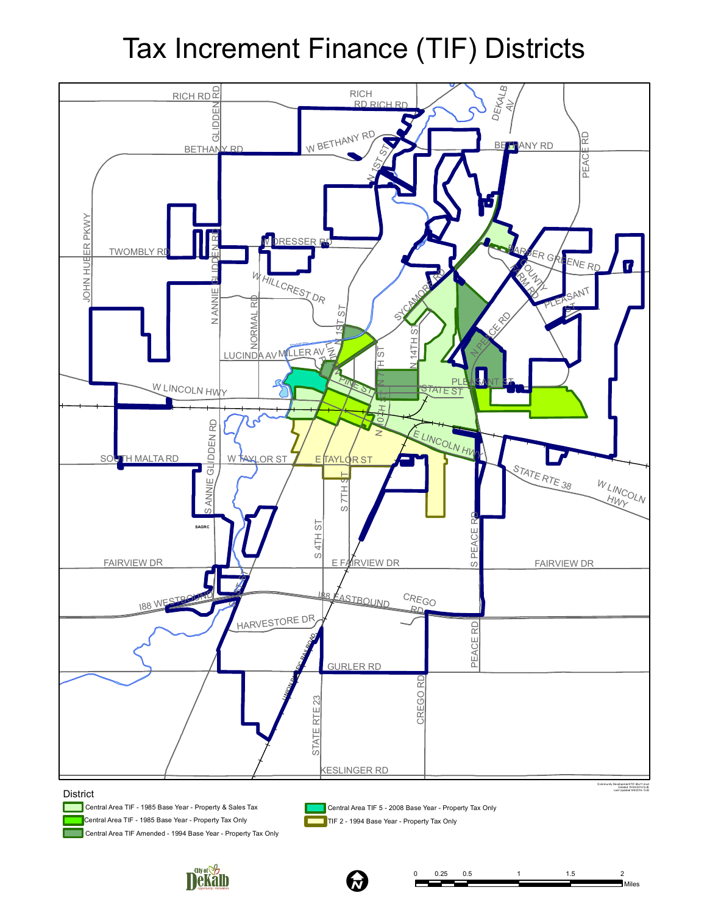# Tax Increment Finance (TIF) Districts

RICH RD
GLIDDEN RD
RICH RD
RICH RD
DEKALB AV
BETHANY RD
W BETHANY RD
N 1ST ST
BETHANY RD
PEACE RD
JOHN HUBER PKWY
TWOMBLY RD
N ANNIE GLIDDEN RD
W DRESSER RD
BARBER GREENE RD
COUNTY FARM RD
W HILLCREST DR
PLEASANT ST
SYCAMORE RD
NORMAL RD
N 1ST ST
N PEACE RD
N 14TH ST
LUCINDA AV
MILLER AV
N 7TH ST
PLEASANT ST
W LINCOLN HWY
PINE ST
STATE ST
N 10TH ST
E LINCOLN HWY
S ANNIE GLIDDEN RD
SOUTH MALTA RD
W TAYLOR ST
E TAYLOR ST
STATE RTE 38
W LINCOLN HWY
S 7TH ST
S PEACE RD
SAGRC
S 4TH ST
FAIRVIEW DR
E FAIRVIEW DR
FAIRVIEW DR
I88 WESTBOUND
I88 EASTBOUND
CREGO RD
HARVESTORE DR
UNION PACIFIC RAILROAD
GURLER RD
PEACE RD
CREGO RD
STATE RTE 23
KESLINGER RD

District

- Central Area TIF - 1985 Base Year - Property & Sales Tax
- Central Area TIF - 1985 Base Year - Property Tax Only
- Central Area TIF Amended - 1994 Base Year - Property Tax Only
- Central Area TIF 5 - 2008 Base Year - Property Tax Only
- TIF 2 - 1994 Base Year - Property Tax Only

City of DeKalb

0 0.25 0.5 1 1.5 2 Miles